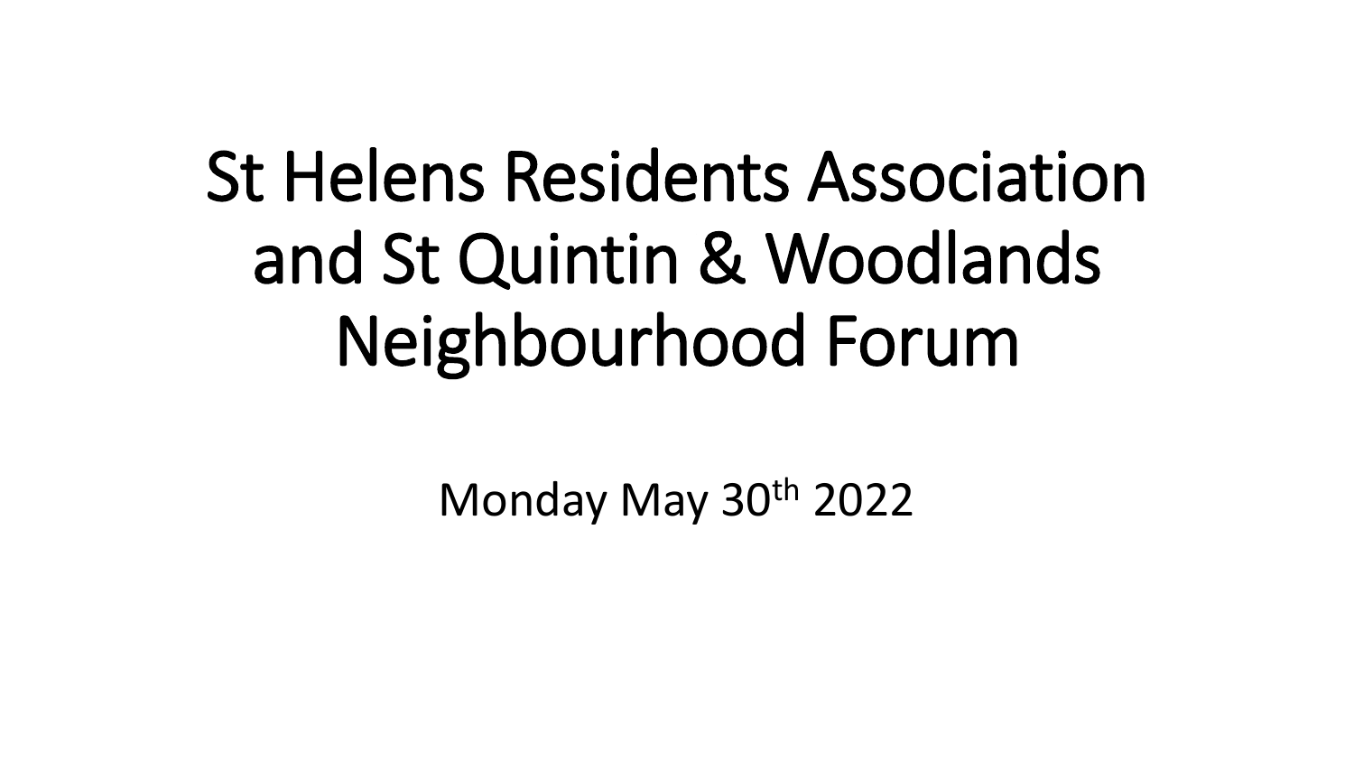# St Helens Residents Association and St Quintin & Woodlands Neighbourhood Forum

Monday May 30th 2022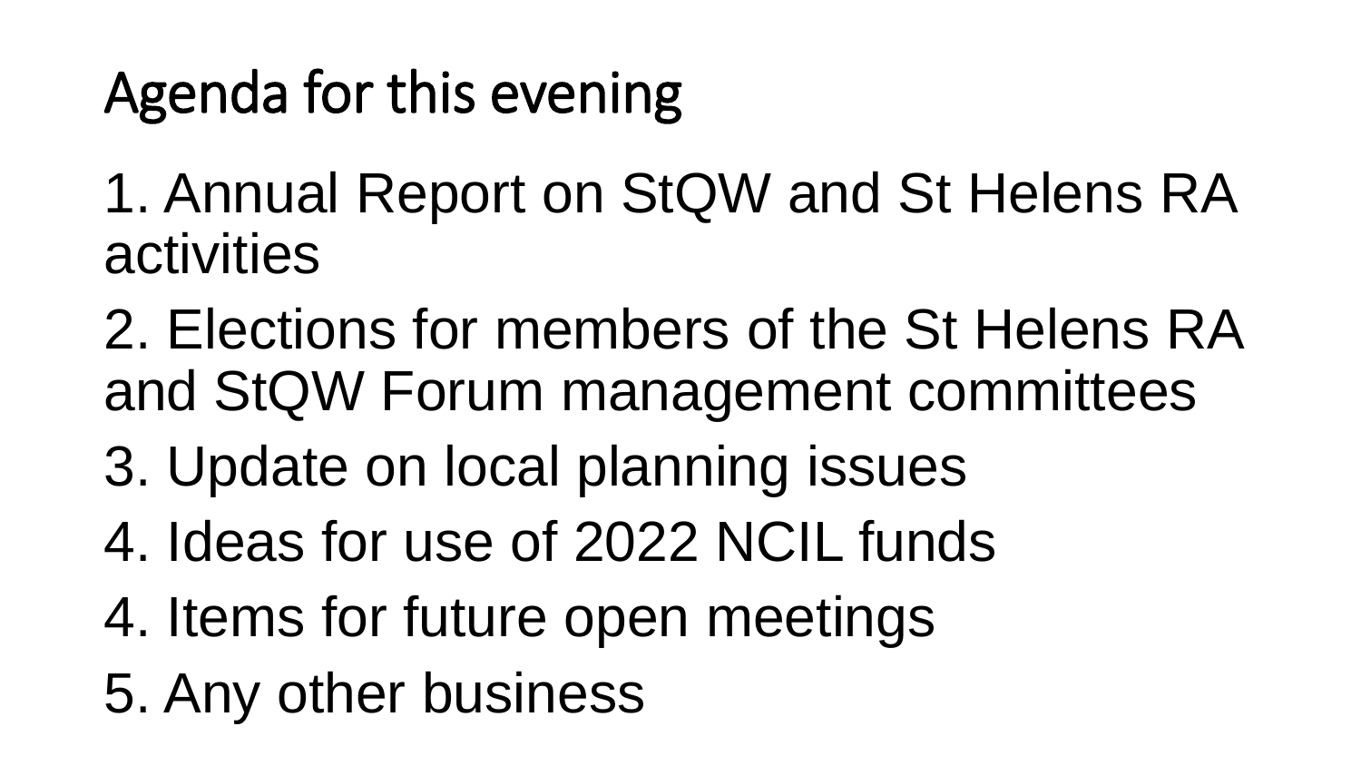# Agenda for this evening

1. Annual Report on StQW and St Helens RA activities

2. Elections for members of the St Helens RA and StQW Forum management committees

3. Update on local planning issues

4. Ideas for use of 2022 NCIL funds

4. Items for future open meetings

5. Any other business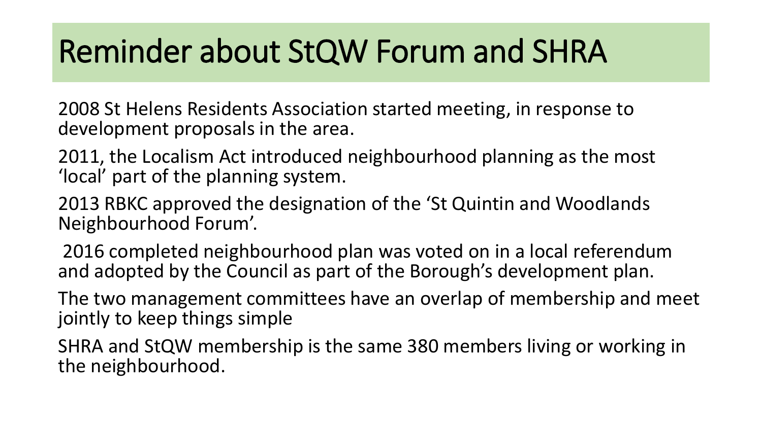# Reminder about StQW Forum and SHRA

2008 St Helens Residents Association started meeting, in response to development proposals in the area.

2011, the Localism Act introduced neighbourhood planning as the most 'local' part of the planning system.

2013 RBKC approved the designation of the 'St Quintin and Woodlands Neighbourhood Forum'.

2016 completed neighbourhood plan was voted on in a local referendum and adopted by the Council as part of the Borough's development plan.

The two management committees have an overlap of membership and meet jointly to keep things simple

SHRA and StQW membership is the same 380 members living or working in the neighbourhood.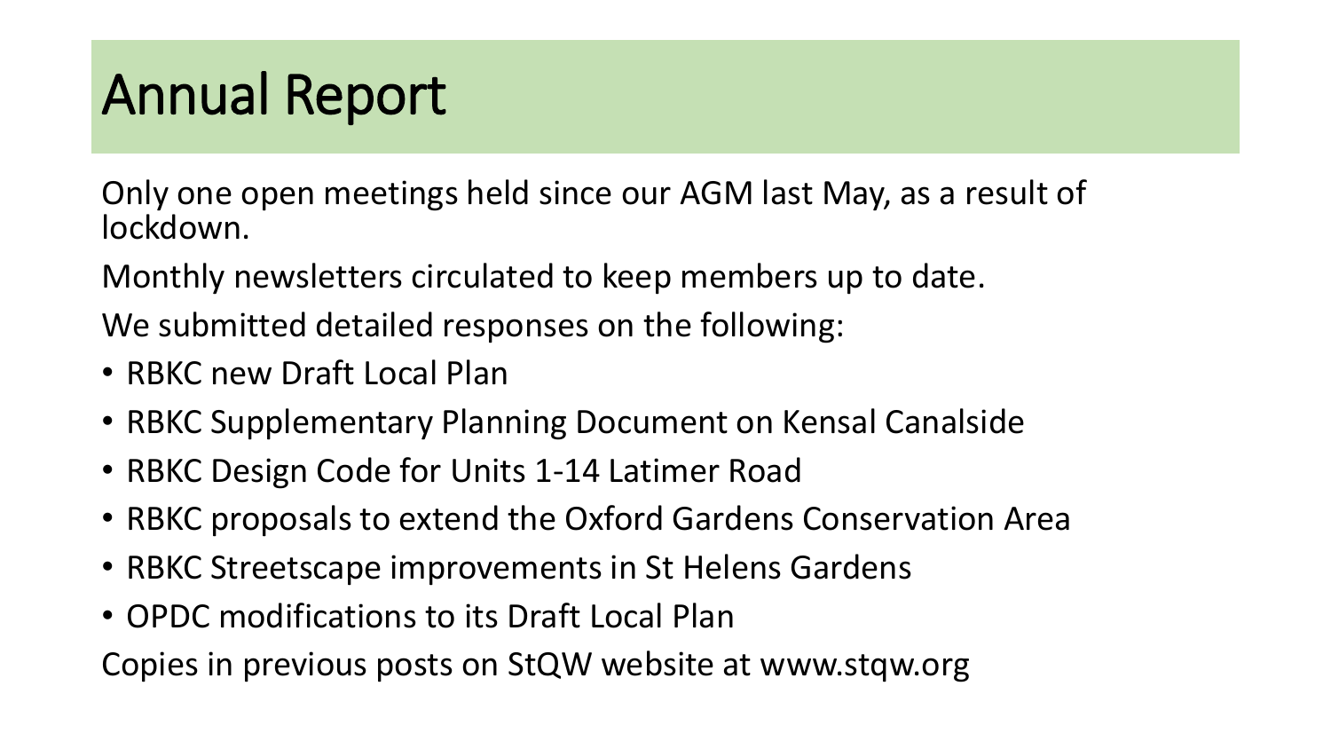# Annual Report

Only one open meetings held since our AGM last May, as a result of lockdown.

Monthly newsletters circulated to keep members up to date.

We submitted detailed responses on the following:

- RBKC new Draft Local Plan
- RBKC Supplementary Planning Document on Kensal Canalside
- RBKC Design Code for Units 1-14 Latimer Road
- RBKC proposals to extend the Oxford Gardens Conservation Area
- RBKC Streetscape improvements in St Helens Gardens
- OPDC modifications to its Draft Local Plan

Copies in previous posts on StQW website at www.stqw.org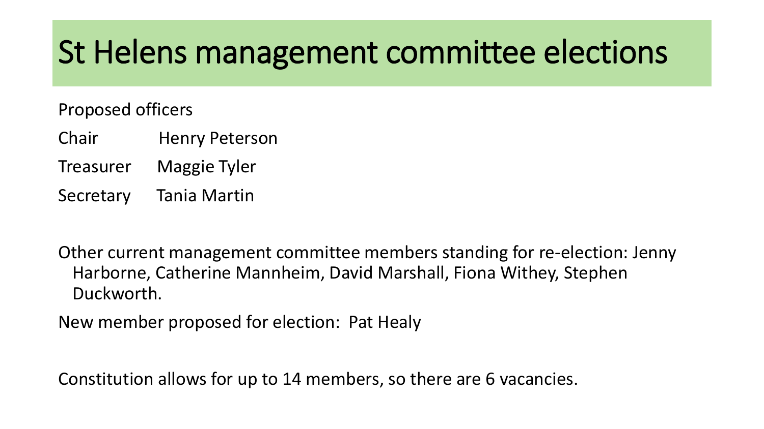# St Helens management committee elections

Proposed officers

| | |
|---|---|
| Chair | Henry Peterson |
| Treasurer | Maggie Tyler |
| Secretary | Tania Martin |

Other current management committee members standing for re-election: Jenny Harborne, Catherine Mannheim, David Marshall, Fiona Withey, Stephen Duckworth.

New member proposed for election: Pat Healy

Constitution allows for up to 14 members, so there are 6 vacancies.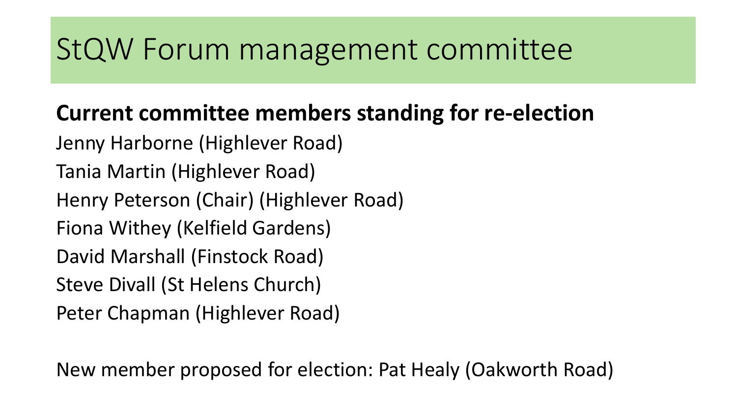# StQW Forum management committee

**Current committee members standing for re-election**

Jenny Harborne (Highlever Road)

Tania Martin (Highlever Road)

Henry Peterson (Chair) (Highlever Road)

Fiona Withey (Kelfield Gardens)

David Marshall (Finstock Road)

Steve Divall (St Helens Church)

Peter Chapman (Highlever Road)

New member proposed for election: Pat Healy (Oakworth Road)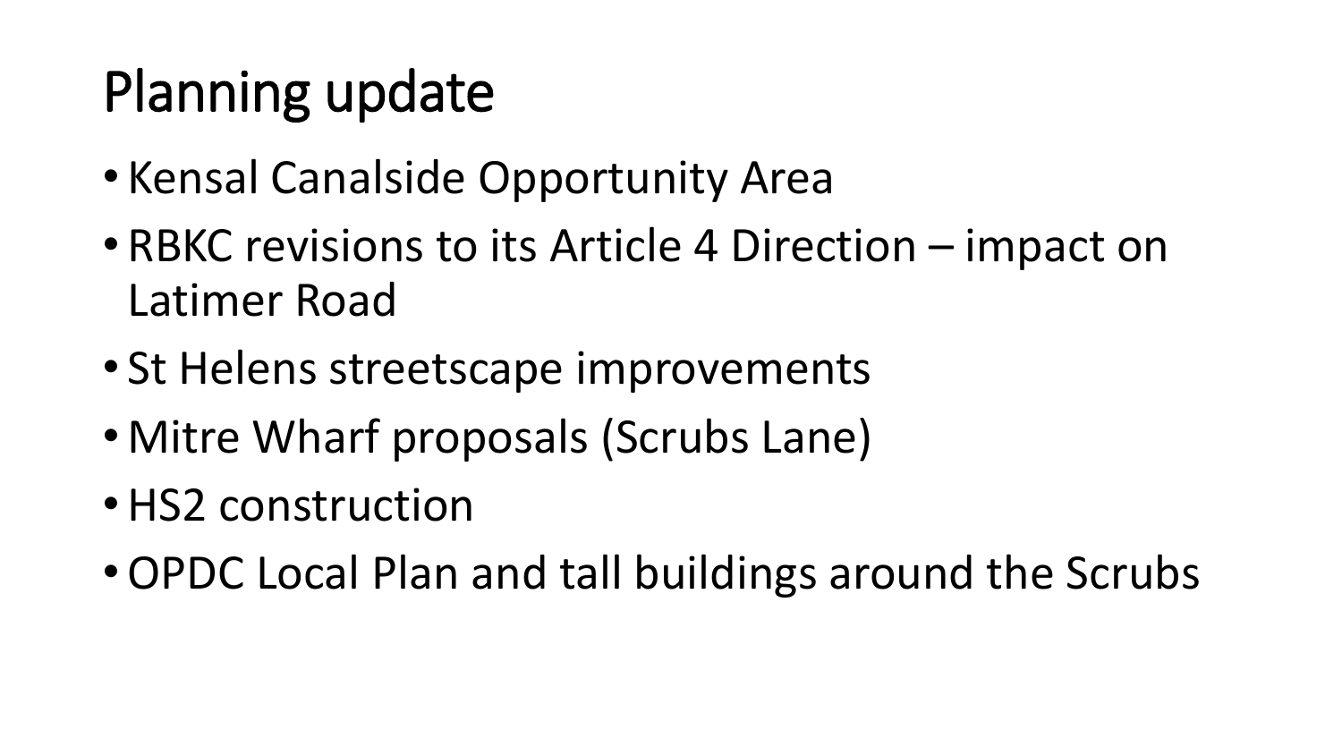# Planning update

- Kensal Canalside Opportunity Area
- RBKC revisions to its Article 4 Direction – impact on Latimer Road
- St Helens streetscape improvements
- Mitre Wharf proposals (Scrubs Lane)
- HS2 construction
- OPDC Local Plan and tall buildings around the Scrubs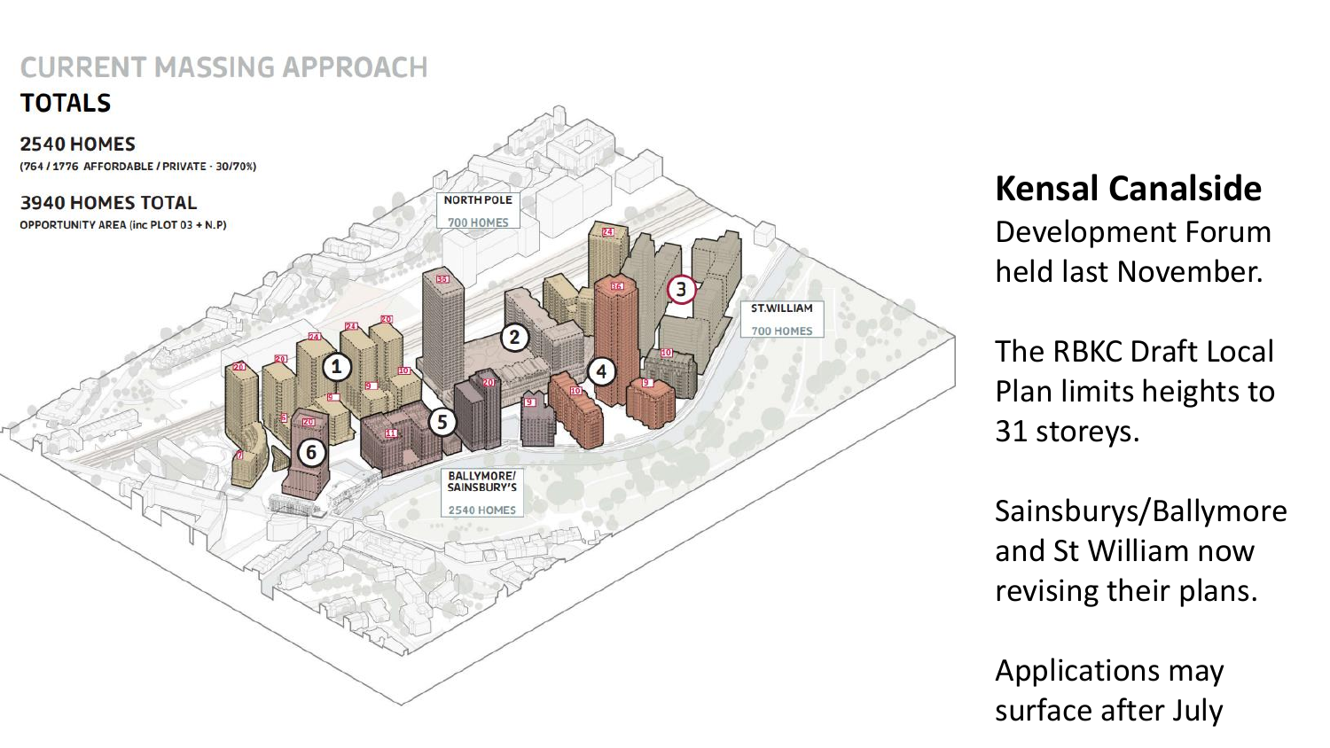# CURRENT MASSING APPROACH

## TOTALS

**2540 HOMES**
(764 / 1776 AFFORDABLE / PRIVATE - 30/70%)

**3940 HOMES TOTAL**
OPPORTUNITY AREA (inc PLOT 03 + N.P)

NORTH POLE
700 HOMES

ST.WILLIAM
700 HOMES

BALLYMORE/ SAINSBURY'S
2540 HOMES

**Kensal Canalside**
Development Forum held last November.

The RBKC Draft Local Plan limits heights to 31 storeys.

Sainsburys/Ballymore and St William now revising their plans.

Applications may surface after July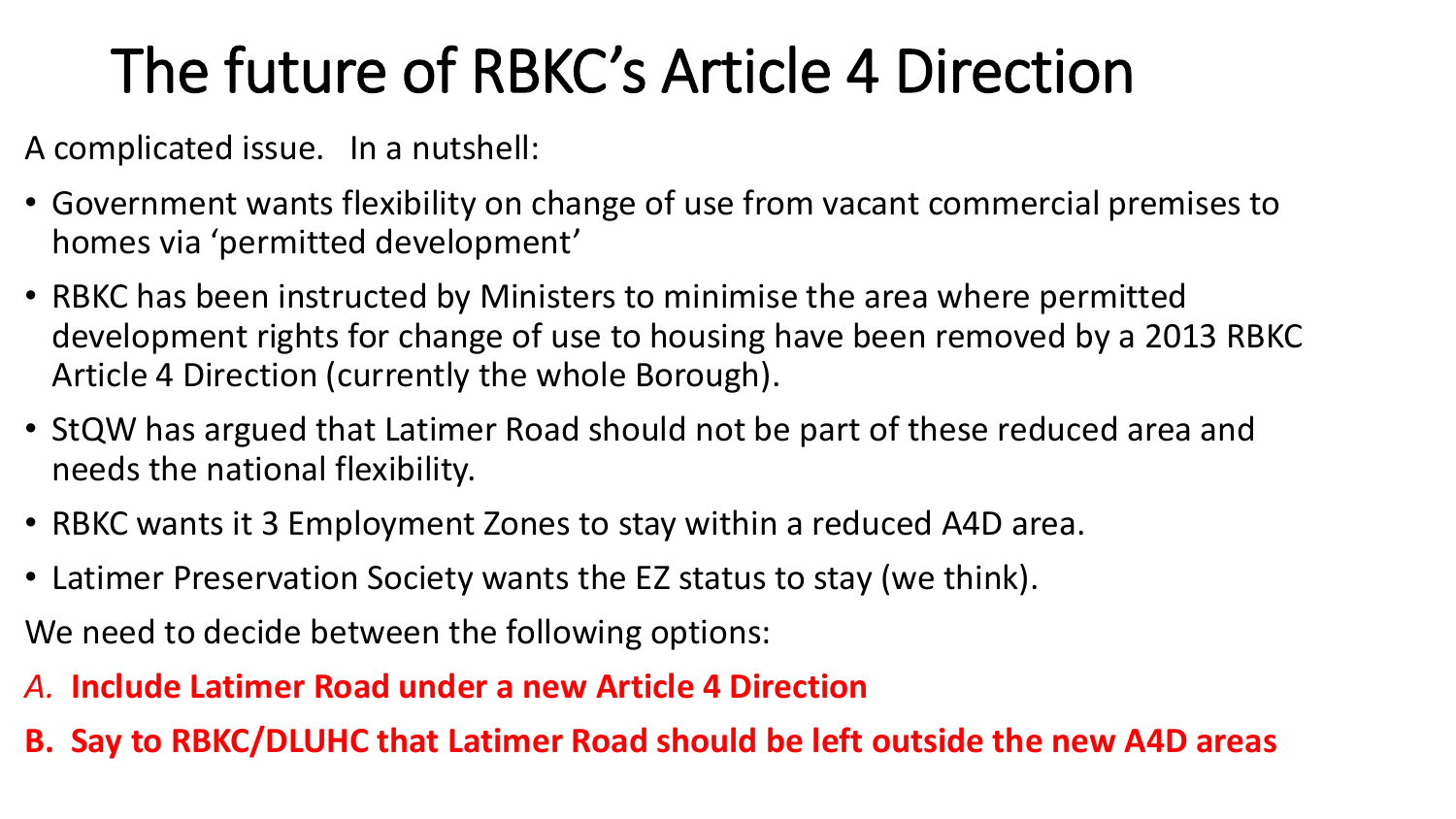# The future of RBKC's Article 4 Direction

A complicated issue. In a nutshell:

- Government wants flexibility on change of use from vacant commercial premises to homes via 'permitted development'
- RBKC has been instructed by Ministers to minimise the area where permitted development rights for change of use to housing have been removed by a 2013 RBKC Article 4 Direction (currently the whole Borough).
- StQW has argued that Latimer Road should not be part of these reduced area and needs the national flexibility.
- RBKC wants it 3 Employment Zones to stay within a reduced A4D area.
- Latimer Preservation Society wants the EZ status to stay (we think).

We need to decide between the following options:

*A.* **Include Latimer Road under a new Article 4 Direction**

**B. Say to RBKC/DLUHC that Latimer Road should be left outside the new A4D areas**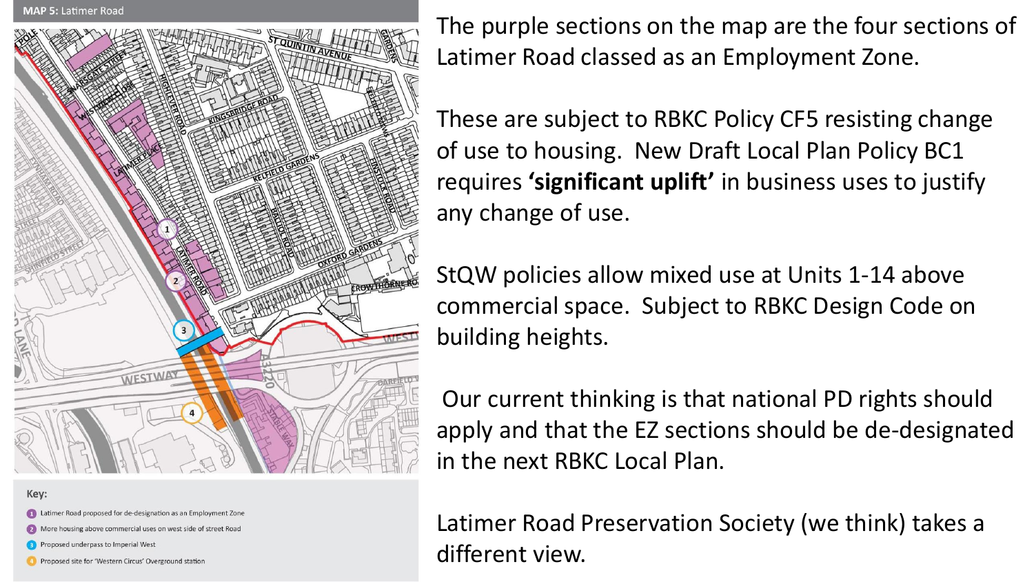MAP 5: Latimer Road

Key:

1. Latimer Road proposed for de-designation as an Employment Zone
2. More housing above commercial uses on west side of street Road
3. Proposed underpass to Imperial West
4. Proposed site for 'Western Circus' Overground station

The purple sections on the map are the four sections of Latimer Road classed as an Employment Zone.

These are subject to RBKC Policy CF5 resisting change of use to housing. New Draft Local Plan Policy BC1 requires **'significant uplift'** in business uses to justify any change of use.

StQW policies allow mixed use at Units 1-14 above commercial space. Subject to RBKC Design Code on building heights.

Our current thinking is that national PD rights should apply and that the EZ sections should be de-designated in the next RBKC Local Plan.

Latimer Road Preservation Society (we think) takes a different view.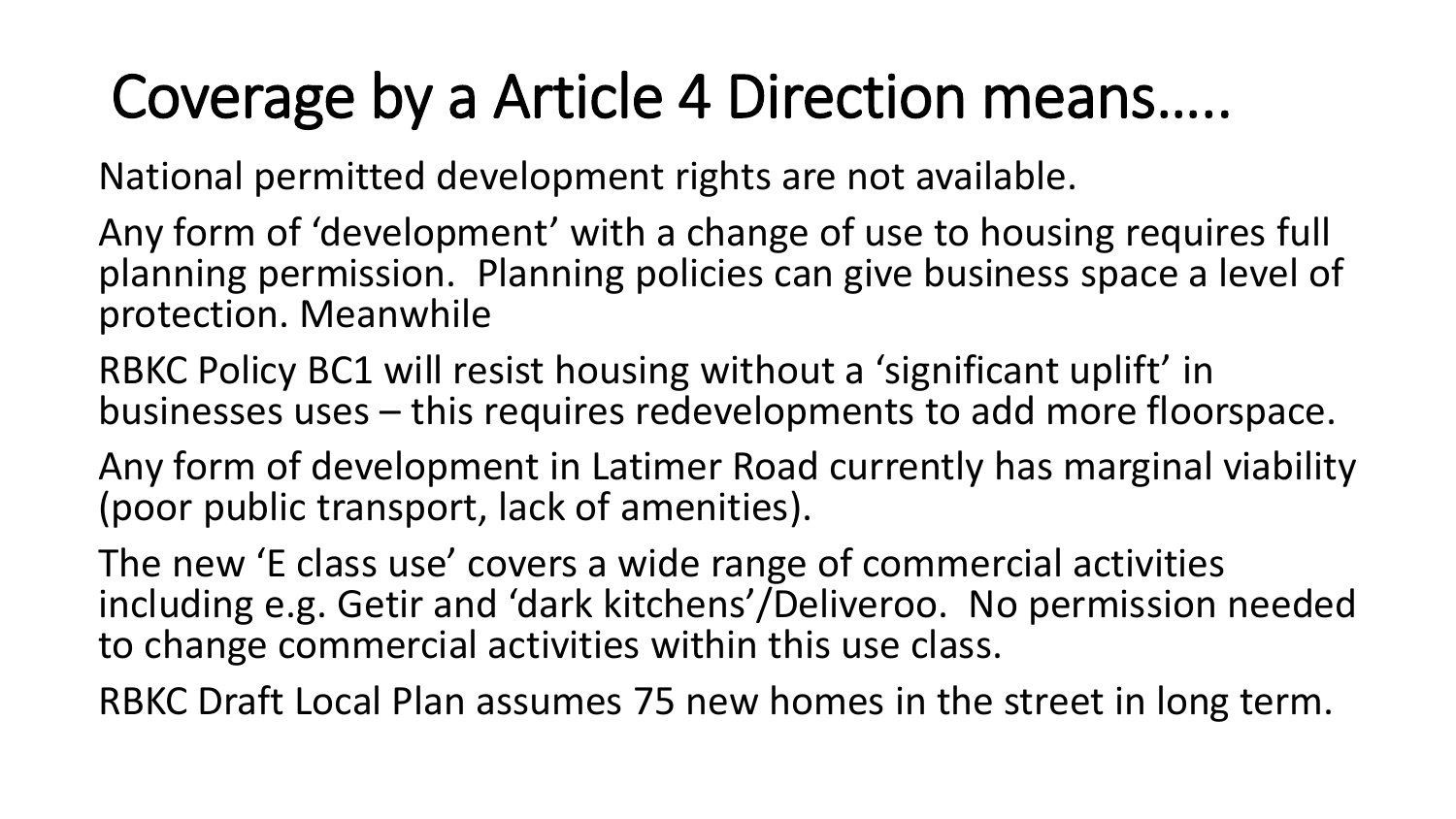# Coverage by a Article 4 Direction means…..

National permitted development rights are not available.

Any form of 'development' with a change of use to housing requires full planning permission. Planning policies can give business space a level of protection. Meanwhile

RBKC Policy BC1 will resist housing without a 'significant uplift' in businesses uses – this requires redevelopments to add more floorspace.

Any form of development in Latimer Road currently has marginal viability (poor public transport, lack of amenities).

The new 'E class use' covers a wide range of commercial activities including e.g. Getir and 'dark kitchens'/Deliveroo. No permission needed to change commercial activities within this use class.

RBKC Draft Local Plan assumes 75 new homes in the street in long term.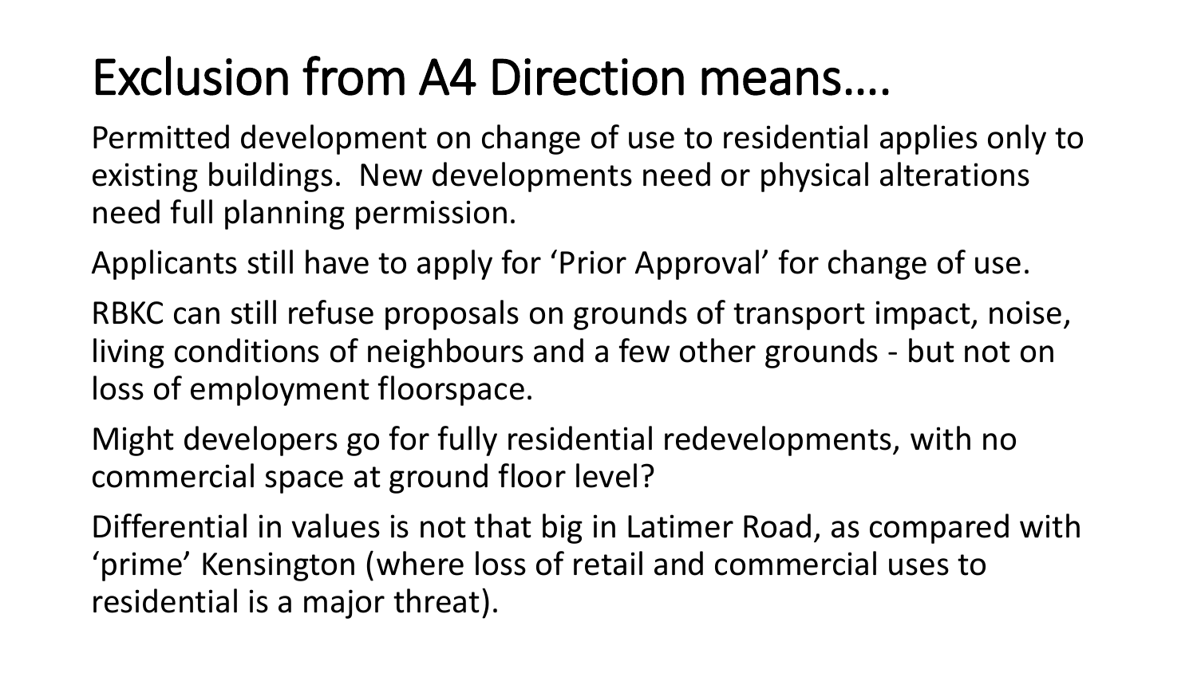# Exclusion from A4 Direction means….

Permitted development on change of use to residential applies only to existing buildings.  New developments need or physical alterations need full planning permission.

Applicants still have to apply for 'Prior Approval' for change of use.

RBKC can still refuse proposals on grounds of transport impact, noise, living conditions of neighbours and a few other grounds - but not on loss of employment floorspace.

Might developers go for fully residential redevelopments, with no commercial space at ground floor level?

Differential in values is not that big in Latimer Road, as compared with 'prime' Kensington (where loss of retail and commercial uses to residential is a major threat).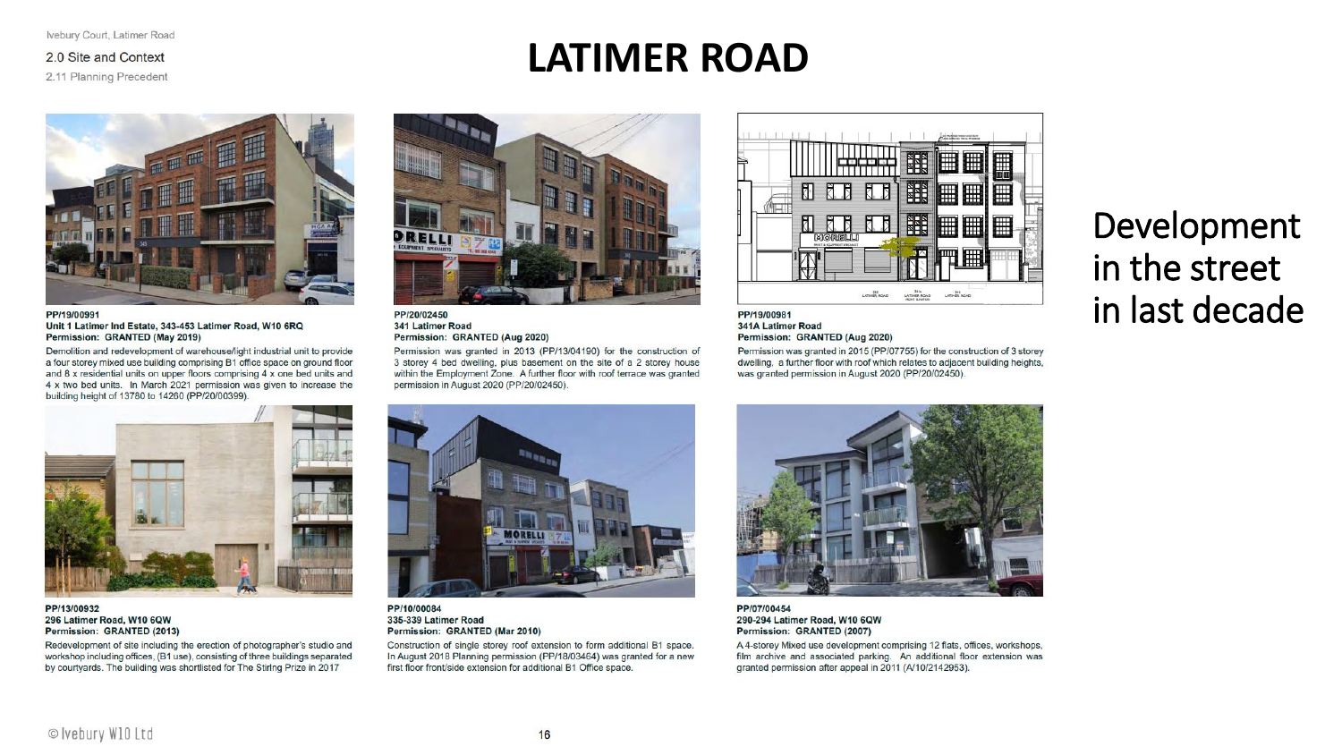Ivebury Court, Latimer Road

2.0 Site and Context

2.11 Planning Precedent

# LATIMER ROAD

Development in the street in last decade

**PP/19/00991**
**Unit 1 Latimer Ind Estate, 343-453 Latimer Road, W10 6RQ**
**Permission: GRANTED (May 2019)**

Demolition and redevelopment of warehouse/light industrial unit to provide a four storey mixed use building comprising B1 office space on ground floor and 8 x residential units on upper floors comprising 4 x one bed units and 4 x two bed units. In March 2021 permission was given to increase the building height of 13780 to 14260 (PP/20/00399).

**PP/20/02450**
**341 Latimer Road**
**Permission: GRANTED (Aug 2020)**

Permission was granted in 2013 (PP/13/04190) for the construction of 3 storey 4 bed dwelling, plus basement on the site of a 2 storey house within the Employment Zone. A further floor with roof terrace was granted permission in August 2020 (PP/20/02450).

**PP/19/00981**
**341A Latimer Road**
**Permission: GRANTED (Aug 2020)**

Permission was granted in 2015 (PP/07755) for the construction of 3 storey dwelling, a further floor with roof which relates to adjacent building heights, was granted permission in August 2020 (PP/20/02450).

**PP/13/00932**
**296 Latimer Road, W10 6QW**
**Permission: GRANTED (2013)**

Redevelopment of site including the erection of photographer's studio and workshop including offices, (B1 use), consisting of three buildings separated by courtyards. The building was shortlisted for The Stirling Prize in 2017

**PP/10/00084**
**335-339 Latimer Road**
**Permission: GRANTED (Mar 2010)**

Construction of single storey roof extension to form additional B1 space. In August 2018 Planning permission (PP/18/03464) was granted for a new first floor front/side extension for additional B1 Office space.

**PP/07/00454**
**290-294 Latimer Road, W10 6QW**
**Permission: GRANTED (2007)**

A 4-storey Mixed use development comprising 12 flats, offices, workshops, film archive and associated parking. An additional floor extension was granted permission after appeal in 2011 (A/10/2142953).

© Ivebury W10 Ltd